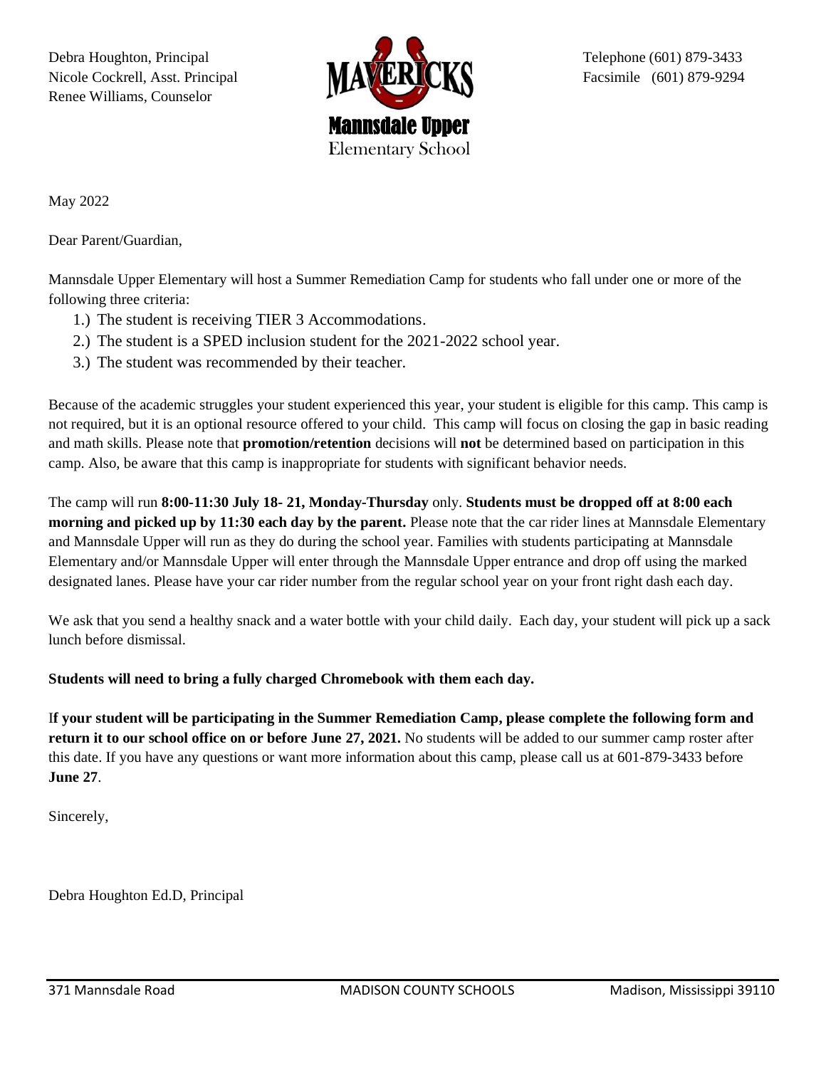Debra Houghton, Principal
Nicole Cockrell, Asst. Principal
Renee Williams, Counselor

MAVERICKS
**Mannsdale Upper**
Elementary School

Telephone (601) 879-3433
Facsimile (601) 879-9294

May 2022

Dear Parent/Guardian,

Mannsdale Upper Elementary will host a Summer Remediation Camp for students who fall under one or more of the following three criteria:

1.) The student is receiving TIER 3 Accommodations.
2.) The student is a SPED inclusion student for the 2021-2022 school year.
3.) The student was recommended by their teacher.

Because of the academic struggles your student experienced this year, your student is eligible for this camp. This camp is not required, but it is an optional resource offered to your child. This camp will focus on closing the gap in basic reading and math skills. Please note that **promotion/retention** decisions will **not** be determined based on participation in this camp. Also, be aware that this camp is inappropriate for students with significant behavior needs.

The camp will run **8:00-11:30 July 18- 21, Monday-Thursday** only. **Students must be dropped off at 8:00 each morning and picked up by 11:30 each day by the parent.** Please note that the car rider lines at Mannsdale Elementary and Mannsdale Upper will run as they do during the school year. Families with students participating at Mannsdale Elementary and/or Mannsdale Upper will enter through the Mannsdale Upper entrance and drop off using the marked designated lanes. Please have your car rider number from the regular school year on your front right dash each day.

We ask that you send a healthy snack and a water bottle with your child daily. Each day, your student will pick up a sack lunch before dismissal.

**Students will need to bring a fully charged Chromebook with them each day.**

I**f your student will be participating in the Summer Remediation Camp, please complete the following form and return it to our school office on or before June 27, 2021.** No students will be added to our summer camp roster after this date. If you have any questions or want more information about this camp, please call us at 601-879-3433 before **June 27**.

Sincerely,

Debra Houghton Ed.D, Principal

371 Mannsdale Road MADISON COUNTY SCHOOLS Madison, Mississippi 39110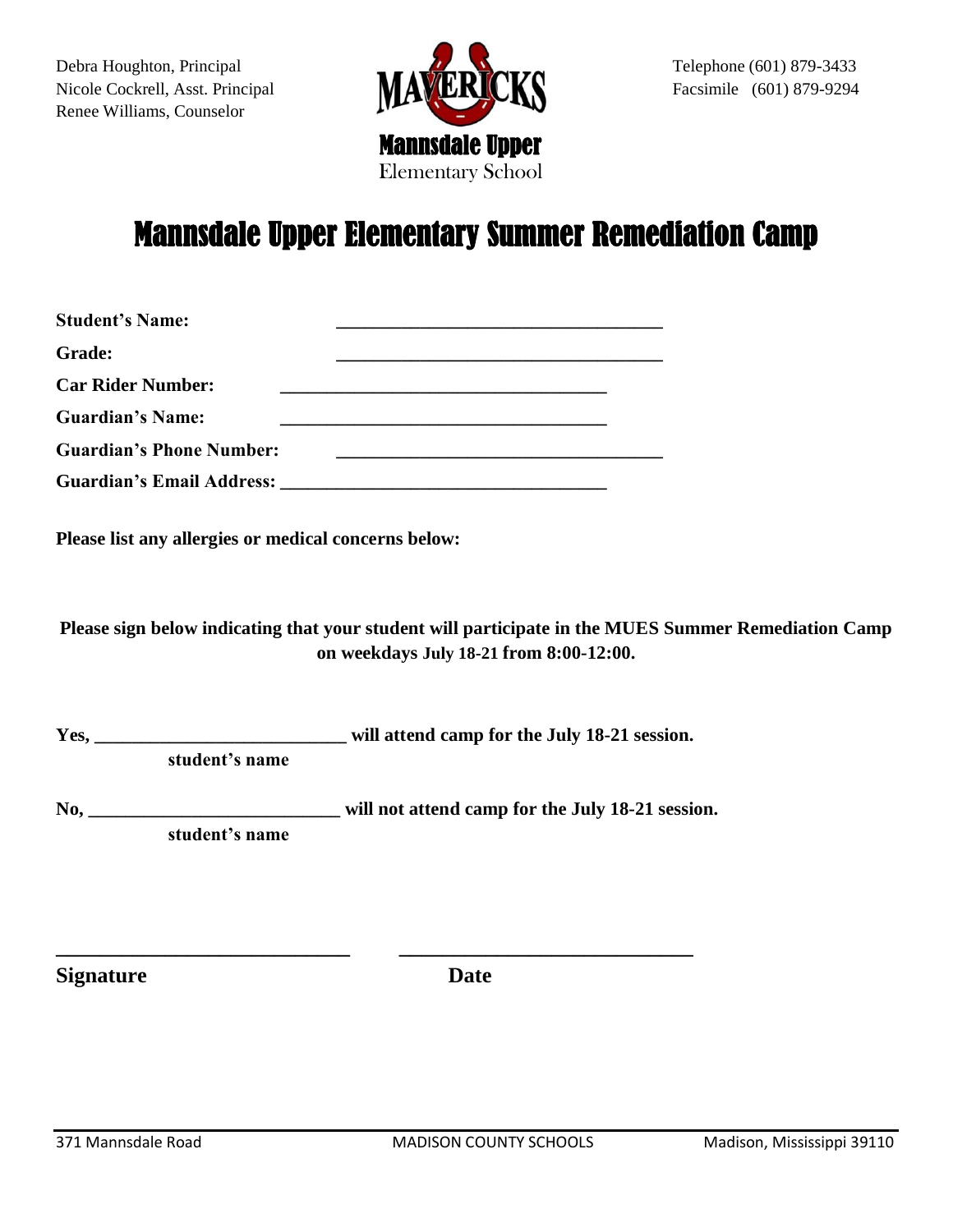Debra Houghton, Principal
Nicole Cockrell, Asst. Principal
Renee Williams, Counselor

MAVERICKS
Mannsdale Upper
Elementary School

Telephone (601) 879-3433
Facsimile (601) 879-9294

# Mannsdale Upper Elementary Summer Remediation Camp

**Student's Name:** ___________________________________

**Grade:** ___________________________________

**Car Rider Number:** ___________________________________

**Guardian's Name:** ___________________________________

**Guardian's Phone Number:** ___________________________________

**Guardian's Email Address:** ___________________________________

**Please list any allergies or medical concerns below:**

**Please sign below indicating that your student will participate in the MUES Summer Remediation Camp on weekdays July 18-21 from 8:00-12:00.**

**Yes,** ___________________________ **will attend camp for the July 18-21 session.**
**student's name**

**No,** ___________________________ **will not attend camp for the July 18-21 session.**
**student's name**

______________________________ ______________________________
**Signature** **Date**

371 Mannsdale Road MADISON COUNTY SCHOOLS Madison, Mississippi 39110